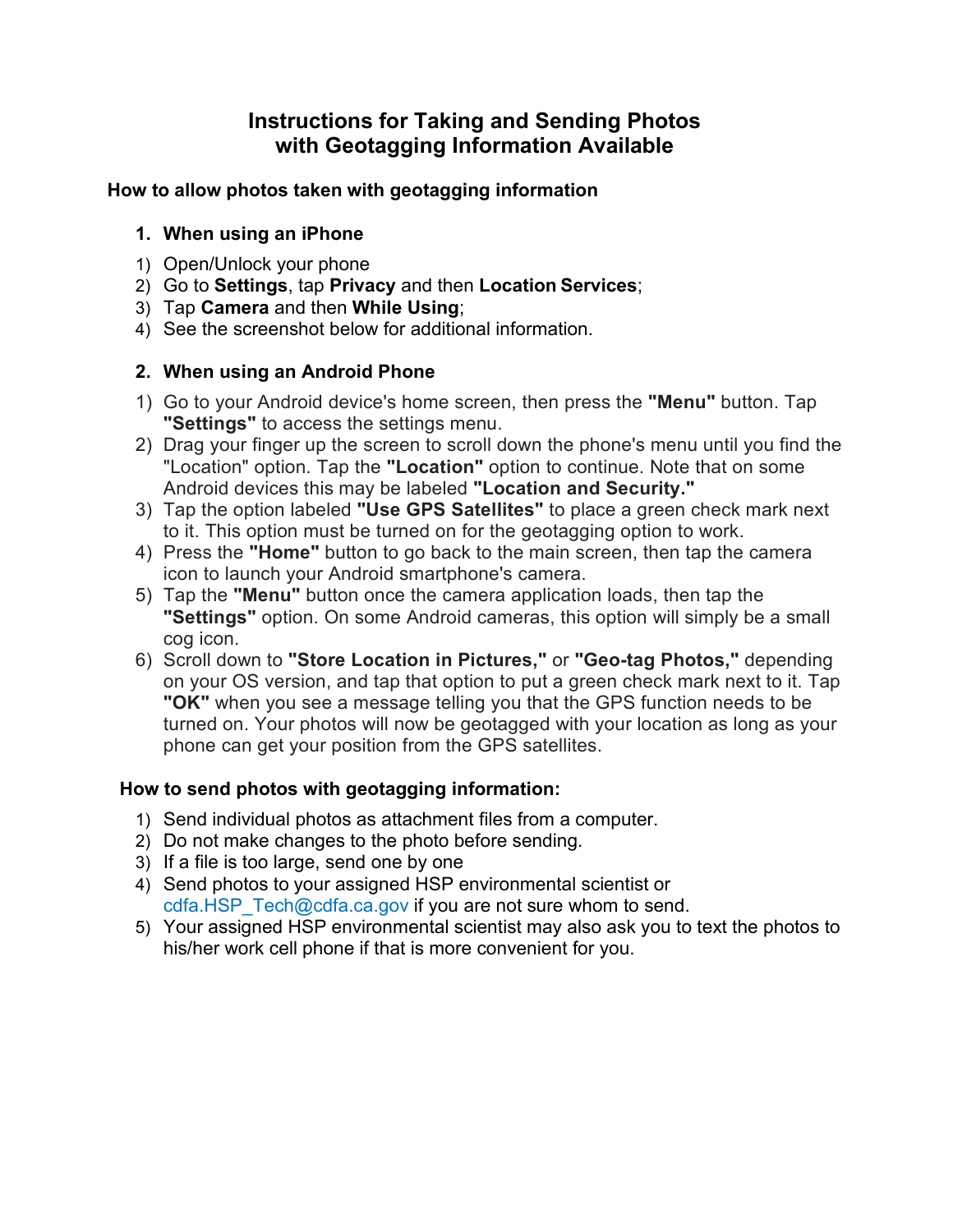# Instructions for Taking and Sending Photos with Geotagging Information Available

## How to allow photos taken with geotagging information

### 1. When using an iPhone

1) Open/Unlock your phone
2) Go to **Settings**, tap **Privacy** and then **Location Services**;
3) Tap **Camera** and then **While Using**;
4) See the screenshot below for additional information.

### 2. When using an Android Phone

1) Go to your Android device's home screen, then press the **"Menu"** button. Tap **"Settings"** to access the settings menu.
2) Drag your finger up the screen to scroll down the phone's menu until you find the "Location" option. Tap the **"Location"** option to continue. Note that on some Android devices this may be labeled **"Location and Security."**
3) Tap the option labeled **"Use GPS Satellites"** to place a green check mark next to it. This option must be turned on for the geotagging option to work.
4) Press the **"Home"** button to go back to the main screen, then tap the camera icon to launch your Android smartphone's camera.
5) Tap the **"Menu"** button once the camera application loads, then tap the **"Settings"** option. On some Android cameras, this option will simply be a small cog icon.
6) Scroll down to **"Store Location in Pictures,"** or **"Geo-tag Photos,"** depending on your OS version, and tap that option to put a green check mark next to it. Tap **"OK"** when you see a message telling you that the GPS function needs to be turned on. Your photos will now be geotagged with your location as long as your phone can get your position from the GPS satellites.

## How to send photos with geotagging information:

1) Send individual photos as attachment files from a computer.
2) Do not make changes to the photo before sending.
3) If a file is too large, send one by one
4) Send photos to your assigned HSP environmental scientist or cdfa.HSP_Tech@cdfa.ca.gov if you are not sure whom to send.
5) Your assigned HSP environmental scientist may also ask you to text the photos to his/her work cell phone if that is more convenient for you.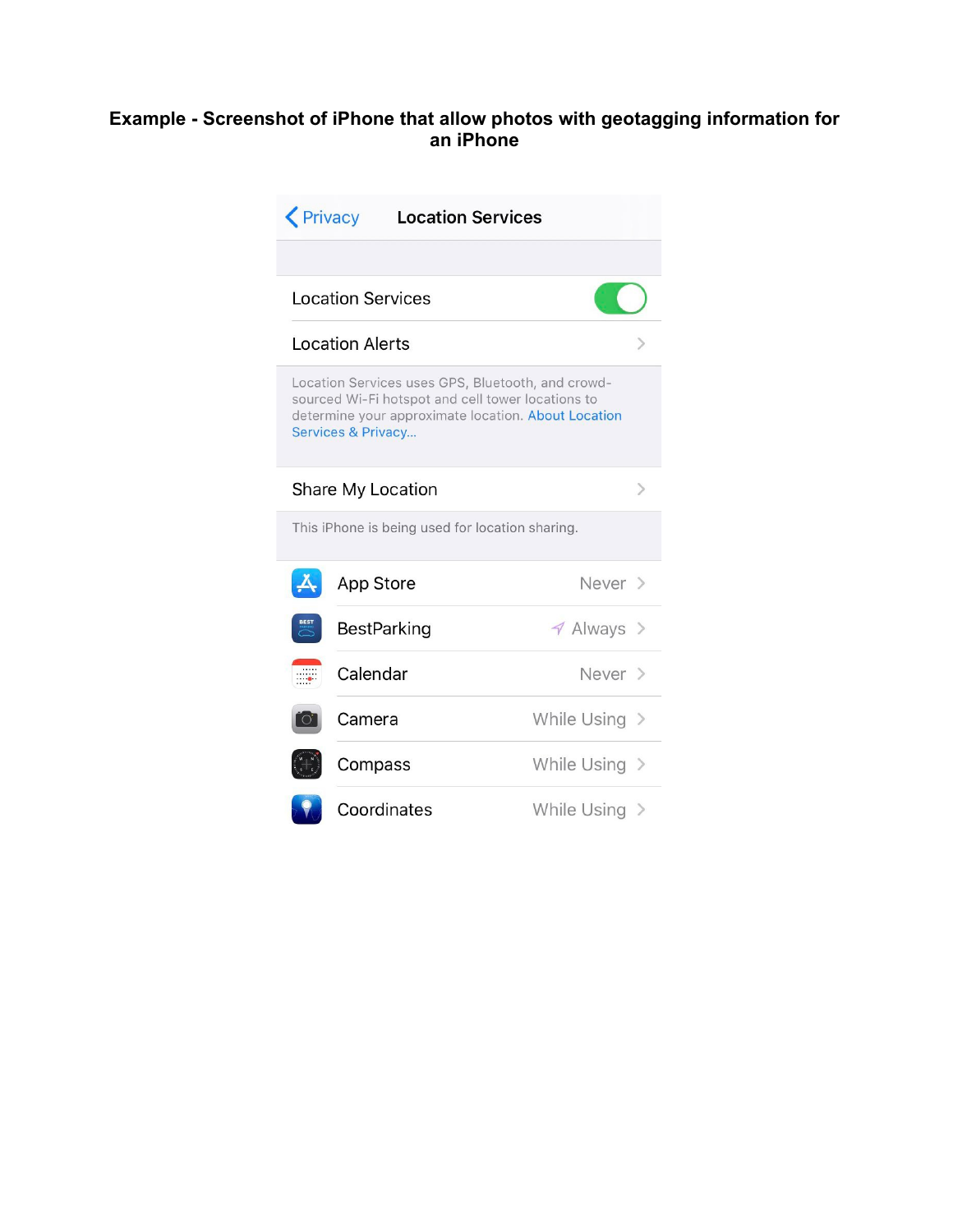**Example - Screenshot of iPhone that allow photos with geotagging information for an iPhone**

Privacy Location Services

Location Services

Location Alerts

Location Services uses GPS, Bluetooth, and crowd-sourced Wi-Fi hotspot and cell tower locations to determine your approximate location. About Location Services & Privacy...

Share My Location

This iPhone is being used for location sharing.

| | |
|---|---|
| App Store | Never |
| BestParking | Always |
| Calendar | Never |
| Camera | While Using |
| Compass | While Using |
| Coordinates | While Using |